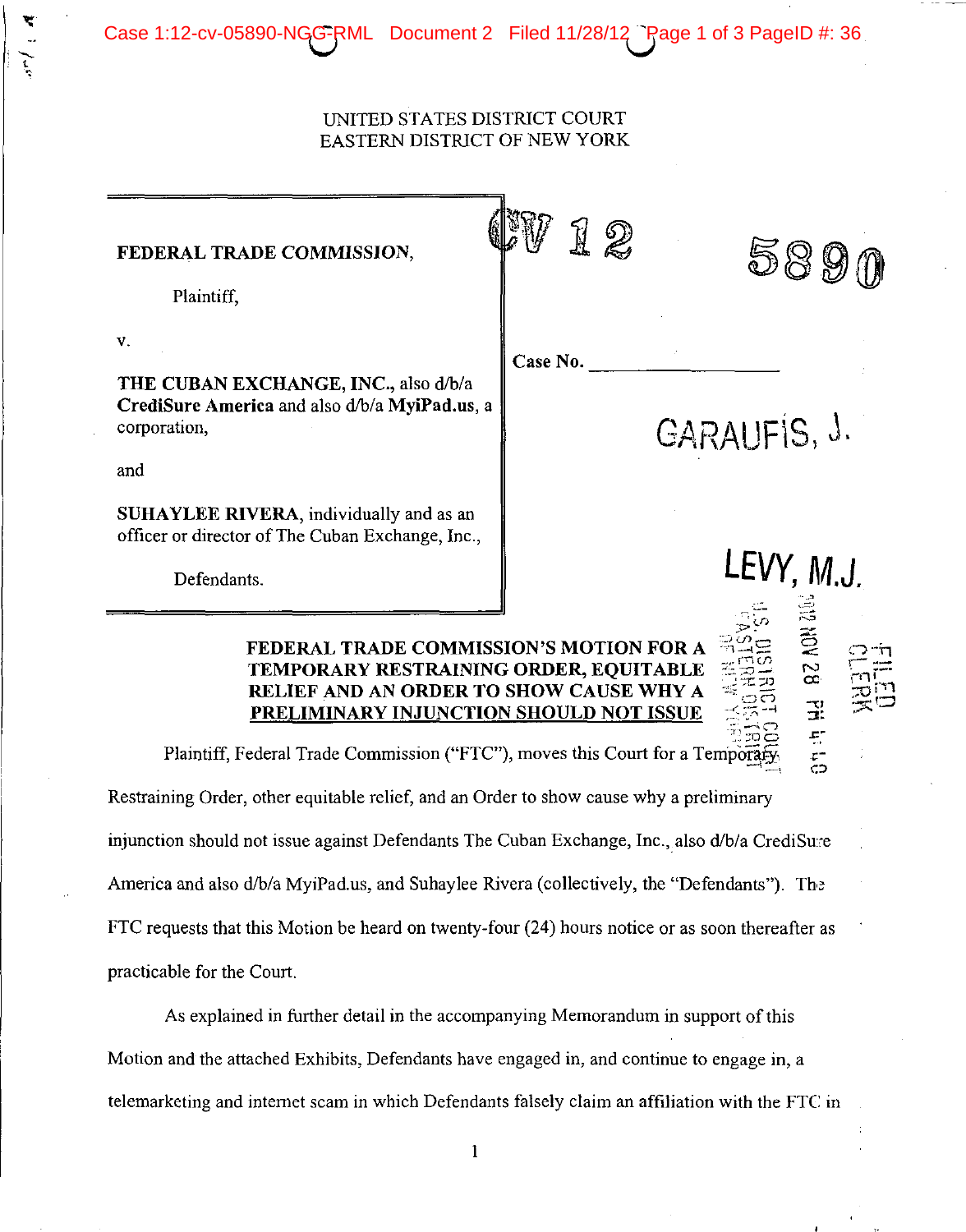UNITED STATES DISTRICT COURT
EASTERN DISTRICT OF NEW YORK

| | |
|---|---|
| **FEDERAL TRADE COMMISSION**,<br><br>Plaintiff,<br><br>v.<br><br>**THE CUBAN EXCHANGE, INC.**, also d/b/a **CrediSure America** and also d/b/a **MyiPad.us**, a corporation,<br><br>and<br><br>**SUHAYLEE RIVERA**, individually and as an officer or director of The Cuban Exchange, Inc.,<br><br>Defendants. | CV 12 5890<br><br>Case No. ____________<br><br>GARAUFIS, J.<br><br>LEVY, M.J. |

FILED CLERK
2012 NOV 28 PM 4:40
U.S. DISTRICT COURT EASTERN DISTRICT OF NEW YORK

**FEDERAL TRADE COMMISSION'S MOTION FOR A TEMPORARY RESTRAINING ORDER, EQUITABLE RELIEF AND AN ORDER TO SHOW CAUSE WHY A PRELIMINARY INJUNCTION SHOULD NOT ISSUE**

Plaintiff, Federal Trade Commission ("FTC"), moves this Court for a Temporary Restraining Order, other equitable relief, and an Order to show cause why a preliminary injunction should not issue against Defendants The Cuban Exchange, Inc., also d/b/a CrediSure America and also d/b/a MyiPad.us, and Suhaylee Rivera (collectively, the "Defendants"). The FTC requests that this Motion be heard on twenty-four (24) hours notice or as soon thereafter as practicable for the Court.

As explained in further detail in the accompanying Memorandum in support of this Motion and the attached Exhibits, Defendants have engaged in, and continue to engage in, a telemarketing and internet scam in which Defendants falsely claim an affiliation with the FTC in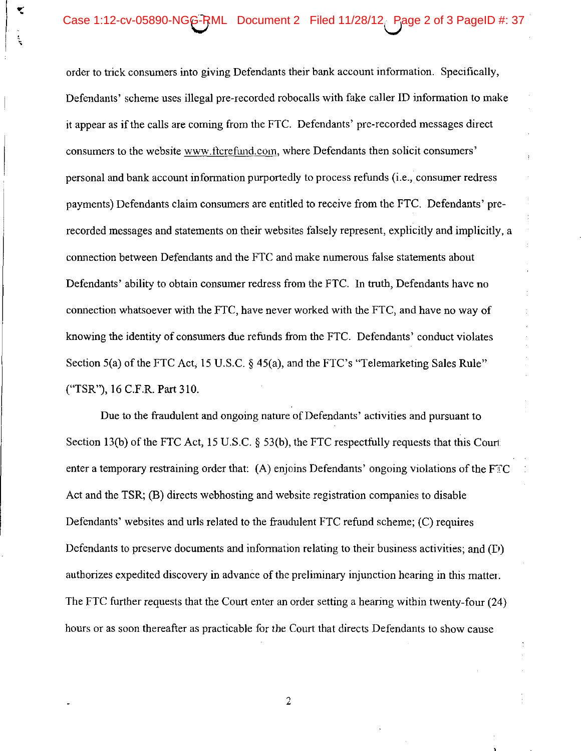order to trick consumers into giving Defendants their bank account information. Specifically, Defendants' scheme uses illegal pre-recorded robocalls with fake caller ID information to make it appear as if the calls are coming from the FTC. Defendants' pre-recorded messages direct consumers to the website www.ftcrefund.com, where Defendants then solicit consumers' personal and bank account information purportedly to process refunds (i.e., consumer redress payments) Defendants claim consumers are entitled to receive from the FTC. Defendants' pre-recorded messages and statements on their websites falsely represent, explicitly and implicitly, a connection between Defendants and the FTC and make numerous false statements about Defendants' ability to obtain consumer redress from the FTC. In truth, Defendants have no connection whatsoever with the FTC, have never worked with the FTC, and have no way of knowing the identity of consumers due refunds from the FTC. Defendants' conduct violates Section 5(a) of the FTC Act, 15 U.S.C. § 45(a), and the FTC's "Telemarketing Sales Rule" ("TSR"), 16 C.F.R. Part 310.

Due to the fraudulent and ongoing nature of Defendants' activities and pursuant to Section 13(b) of the FTC Act, 15 U.S.C. § 53(b), the FTC respectfully requests that this Court enter a temporary restraining order that: (A) enjoins Defendants' ongoing violations of the FTC Act and the TSR; (B) directs webhosting and website registration companies to disable Defendants' websites and urls related to the fraudulent FTC refund scheme; (C) requires Defendants to preserve documents and information relating to their business activities; and (D) authorizes expedited discovery in advance of the preliminary injunction hearing in this matter. The FTC further requests that the Court enter an order setting a hearing within twenty-four (24) hours or as soon thereafter as practicable for the Court that directs Defendants to show cause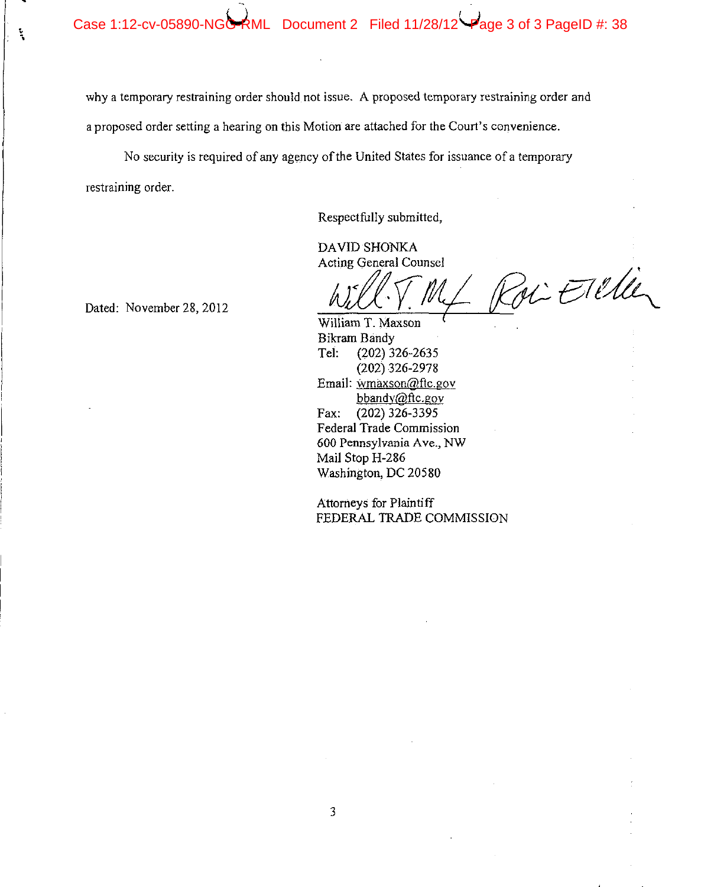why a temporary restraining order should not issue. A proposed temporary restraining order and a proposed order setting a hearing on this Motion are attached for the Court's convenience.

No security is required of any agency of the United States for issuance of a temporary restraining order.

Respectfully submitted,

DAVID SHONKA
Acting General Counsel

Dated: November 28, 2012

William T. Maxson
Bikram Bandy
Tel: (202) 326-2635
(202) 326-2978
Email: wmaxson@ftc.gov
bbandy@ftc.gov
Fax: (202) 326-3395
Federal Trade Commission
600 Pennsylvania Ave., NW
Mail Stop H-286
Washington, DC 20580

Attorneys for Plaintiff
FEDERAL TRADE COMMISSION